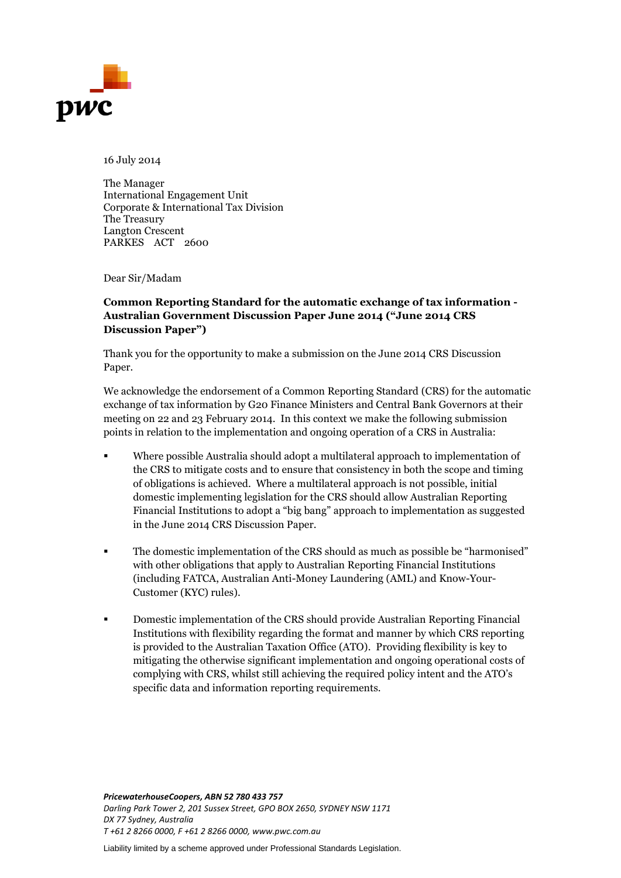pwc

16 July 2014

The Manager
International Engagement Unit
Corporate & International Tax Division
The Treasury
Langton Crescent
PARKES ACT 2600

Dear Sir/Madam

**Common Reporting Standard for the automatic exchange of tax information - Australian Government Discussion Paper June 2014 ("June 2014 CRS Discussion Paper")**

Thank you for the opportunity to make a submission on the June 2014 CRS Discussion Paper.

We acknowledge the endorsement of a Common Reporting Standard (CRS) for the automatic exchange of tax information by G20 Finance Ministers and Central Bank Governors at their meeting on 22 and 23 February 2014. In this context we make the following submission points in relation to the implementation and ongoing operation of a CRS in Australia:

- Where possible Australia should adopt a multilateral approach to implementation of the CRS to mitigate costs and to ensure that consistency in both the scope and timing of obligations is achieved. Where a multilateral approach is not possible, initial domestic implementing legislation for the CRS should allow Australian Reporting Financial Institutions to adopt a "big bang" approach to implementation as suggested in the June 2014 CRS Discussion Paper.
- The domestic implementation of the CRS should as much as possible be "harmonised" with other obligations that apply to Australian Reporting Financial Institutions (including FATCA, Australian Anti-Money Laundering (AML) and Know-Your-Customer (KYC) rules).
- Domestic implementation of the CRS should provide Australian Reporting Financial Institutions with flexibility regarding the format and manner by which CRS reporting is provided to the Australian Taxation Office (ATO). Providing flexibility is key to mitigating the otherwise significant implementation and ongoing operational costs of complying with CRS, whilst still achieving the required policy intent and the ATO's specific data and information reporting requirements.

***PricewaterhouseCoopers, ABN 52 780 433 757***
*Darling Park Tower 2, 201 Sussex Street, GPO BOX 2650, SYDNEY NSW 1171*
*DX 77 Sydney, Australia*
*T +61 2 8266 0000, F +61 2 8266 0000, www.pwc.com.au*

Liability limited by a scheme approved under Professional Standards Legislation.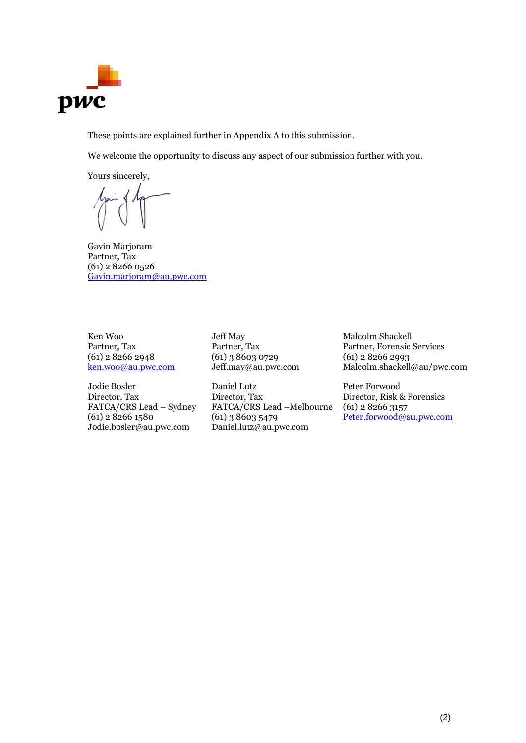These points are explained further in Appendix A to this submission.

We welcome the opportunity to discuss any aspect of our submission further with you.

Yours sincerely,

Gavin Marjoram
Partner, Tax
(61) 2 8266 0526
Gavin.marjoram@au.pwc.com

Ken Woo
Partner, Tax
(61) 2 8266 2948
ken.woo@au.pwc.com

Jeff May
Partner, Tax
(61) 3 8603 0729
Jeff.may@au.pwc.com

Malcolm Shackell
Partner, Forensic Services
(61) 2 8266 2993
Malcolm.shackell@au/pwc.com

Jodie Bosler
Director, Tax
FATCA/CRS Lead – Sydney
(61) 2 8266 1580
Jodie.bosler@au.pwc.com

Daniel Lutz
Director, Tax
FATCA/CRS Lead –Melbourne
(61) 3 8603 5479
Daniel.lutz@au.pwc.com

Peter Forwood
Director, Risk & Forensics
(61) 2 8266 3157
Peter.forwood@au.pwc.com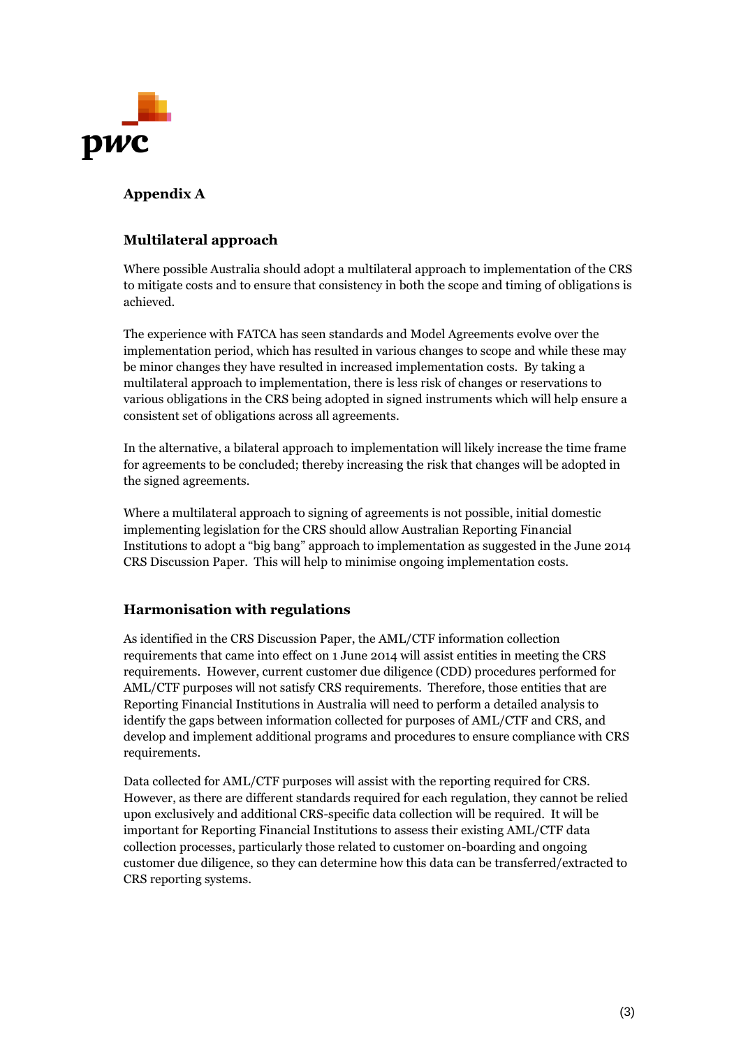## Appendix A

### Multilateral approach

Where possible Australia should adopt a multilateral approach to implementation of the CRS to mitigate costs and to ensure that consistency in both the scope and timing of obligations is achieved.

The experience with FATCA has seen standards and Model Agreements evolve over the implementation period, which has resulted in various changes to scope and while these may be minor changes they have resulted in increased implementation costs. By taking a multilateral approach to implementation, there is less risk of changes or reservations to various obligations in the CRS being adopted in signed instruments which will help ensure a consistent set of obligations across all agreements.

In the alternative, a bilateral approach to implementation will likely increase the time frame for agreements to be concluded; thereby increasing the risk that changes will be adopted in the signed agreements.

Where a multilateral approach to signing of agreements is not possible, initial domestic implementing legislation for the CRS should allow Australian Reporting Financial Institutions to adopt a "big bang" approach to implementation as suggested in the June 2014 CRS Discussion Paper. This will help to minimise ongoing implementation costs.

### Harmonisation with regulations

As identified in the CRS Discussion Paper, the AML/CTF information collection requirements that came into effect on 1 June 2014 will assist entities in meeting the CRS requirements. However, current customer due diligence (CDD) procedures performed for AML/CTF purposes will not satisfy CRS requirements. Therefore, those entities that are Reporting Financial Institutions in Australia will need to perform a detailed analysis to identify the gaps between information collected for purposes of AML/CTF and CRS, and develop and implement additional programs and procedures to ensure compliance with CRS requirements.

Data collected for AML/CTF purposes will assist with the reporting required for CRS. However, as there are different standards required for each regulation, they cannot be relied upon exclusively and additional CRS-specific data collection will be required. It will be important for Reporting Financial Institutions to assess their existing AML/CTF data collection processes, particularly those related to customer on-boarding and ongoing customer due diligence, so they can determine how this data can be transferred/extracted to CRS reporting systems.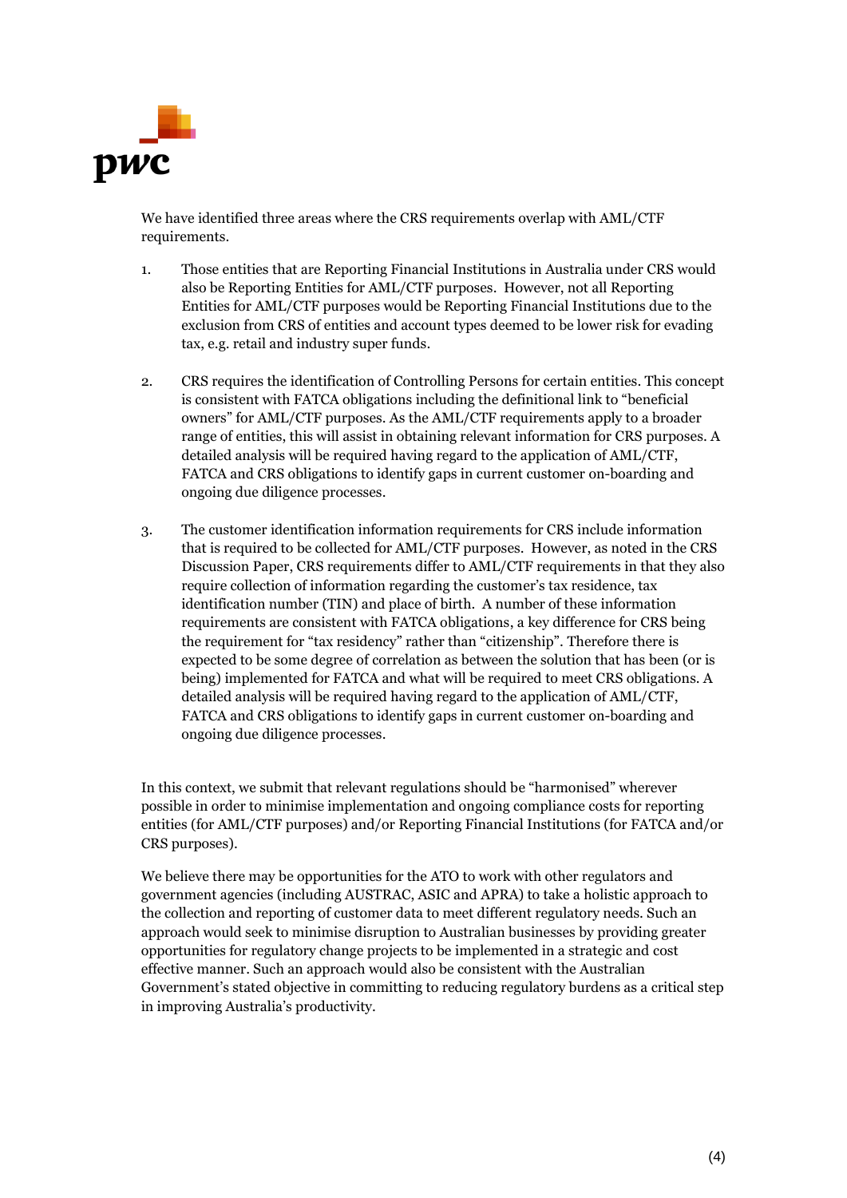We have identified three areas where the CRS requirements overlap with AML/CTF requirements.

1. Those entities that are Reporting Financial Institutions in Australia under CRS would also be Reporting Entities for AML/CTF purposes. However, not all Reporting Entities for AML/CTF purposes would be Reporting Financial Institutions due to the exclusion from CRS of entities and account types deemed to be lower risk for evading tax, e.g. retail and industry super funds.

2. CRS requires the identification of Controlling Persons for certain entities. This concept is consistent with FATCA obligations including the definitional link to "beneficial owners" for AML/CTF purposes. As the AML/CTF requirements apply to a broader range of entities, this will assist in obtaining relevant information for CRS purposes. A detailed analysis will be required having regard to the application of AML/CTF, FATCA and CRS obligations to identify gaps in current customer on-boarding and ongoing due diligence processes.

3. The customer identification information requirements for CRS include information that is required to be collected for AML/CTF purposes. However, as noted in the CRS Discussion Paper, CRS requirements differ to AML/CTF requirements in that they also require collection of information regarding the customer's tax residence, tax identification number (TIN) and place of birth. A number of these information requirements are consistent with FATCA obligations, a key difference for CRS being the requirement for "tax residency" rather than "citizenship". Therefore there is expected to be some degree of correlation as between the solution that has been (or is being) implemented for FATCA and what will be required to meet CRS obligations. A detailed analysis will be required having regard to the application of AML/CTF, FATCA and CRS obligations to identify gaps in current customer on-boarding and ongoing due diligence processes.

In this context, we submit that relevant regulations should be "harmonised" wherever possible in order to minimise implementation and ongoing compliance costs for reporting entities (for AML/CTF purposes) and/or Reporting Financial Institutions (for FATCA and/or CRS purposes).

We believe there may be opportunities for the ATO to work with other regulators and government agencies (including AUSTRAC, ASIC and APRA) to take a holistic approach to the collection and reporting of customer data to meet different regulatory needs. Such an approach would seek to minimise disruption to Australian businesses by providing greater opportunities for regulatory change projects to be implemented in a strategic and cost effective manner. Such an approach would also be consistent with the Australian Government's stated objective in committing to reducing regulatory burdens as a critical step in improving Australia's productivity.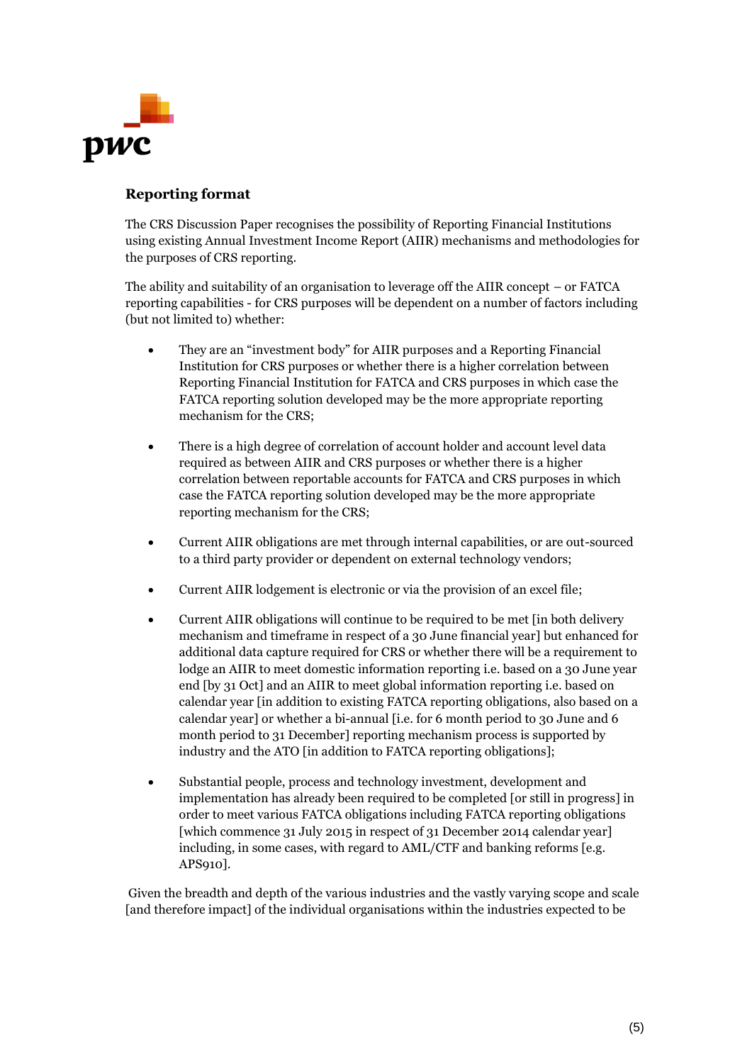### Reporting format

The CRS Discussion Paper recognises the possibility of Reporting Financial Institutions using existing Annual Investment Income Report (AIIR) mechanisms and methodologies for the purposes of CRS reporting.

The ability and suitability of an organisation to leverage off the AIIR concept – or FATCA reporting capabilities - for CRS purposes will be dependent on a number of factors including (but not limited to) whether:

- They are an "investment body" for AIIR purposes and a Reporting Financial Institution for CRS purposes or whether there is a higher correlation between Reporting Financial Institution for FATCA and CRS purposes in which case the FATCA reporting solution developed may be the more appropriate reporting mechanism for the CRS;
- There is a high degree of correlation of account holder and account level data required as between AIIR and CRS purposes or whether there is a higher correlation between reportable accounts for FATCA and CRS purposes in which case the FATCA reporting solution developed may be the more appropriate reporting mechanism for the CRS;
- Current AIIR obligations are met through internal capabilities, or are out-sourced to a third party provider or dependent on external technology vendors;
- Current AIIR lodgement is electronic or via the provision of an excel file;
- Current AIIR obligations will continue to be required to be met [in both delivery mechanism and timeframe in respect of a 30 June financial year] but enhanced for additional data capture required for CRS or whether there will be a requirement to lodge an AIIR to meet domestic information reporting i.e. based on a 30 June year end [by 31 Oct] and an AIIR to meet global information reporting i.e. based on calendar year [in addition to existing FATCA reporting obligations, also based on a calendar year] or whether a bi-annual [i.e. for 6 month period to 30 June and 6 month period to 31 December] reporting mechanism process is supported by industry and the ATO [in addition to FATCA reporting obligations];
- Substantial people, process and technology investment, development and implementation has already been required to be completed [or still in progress] in order to meet various FATCA obligations including FATCA reporting obligations [which commence 31 July 2015 in respect of 31 December 2014 calendar year] including, in some cases, with regard to AML/CTF and banking reforms [e.g. APS910].

Given the breadth and depth of the various industries and the vastly varying scope and scale [and therefore impact] of the individual organisations within the industries expected to be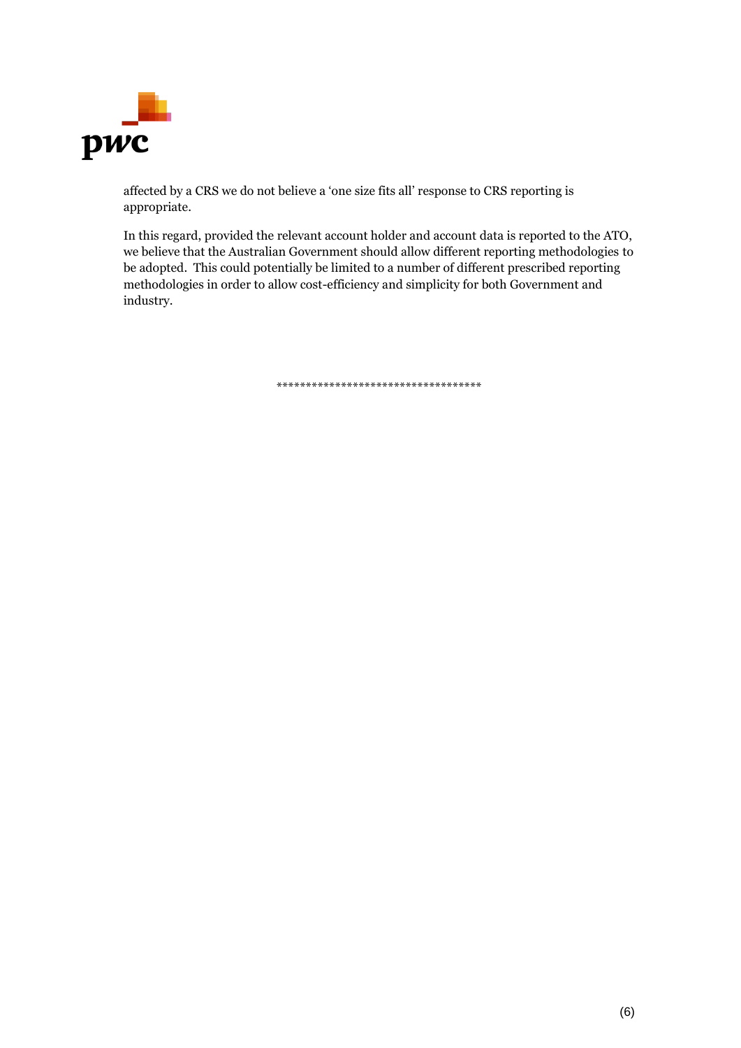affected by a CRS we do not believe a 'one size fits all' response to CRS reporting is appropriate.

In this regard, provided the relevant account holder and account data is reported to the ATO, we believe that the Australian Government should allow different reporting methodologies to be adopted. This could potentially be limited to a number of different prescribed reporting methodologies in order to allow cost-efficiency and simplicity for both Government and industry.

**********************************